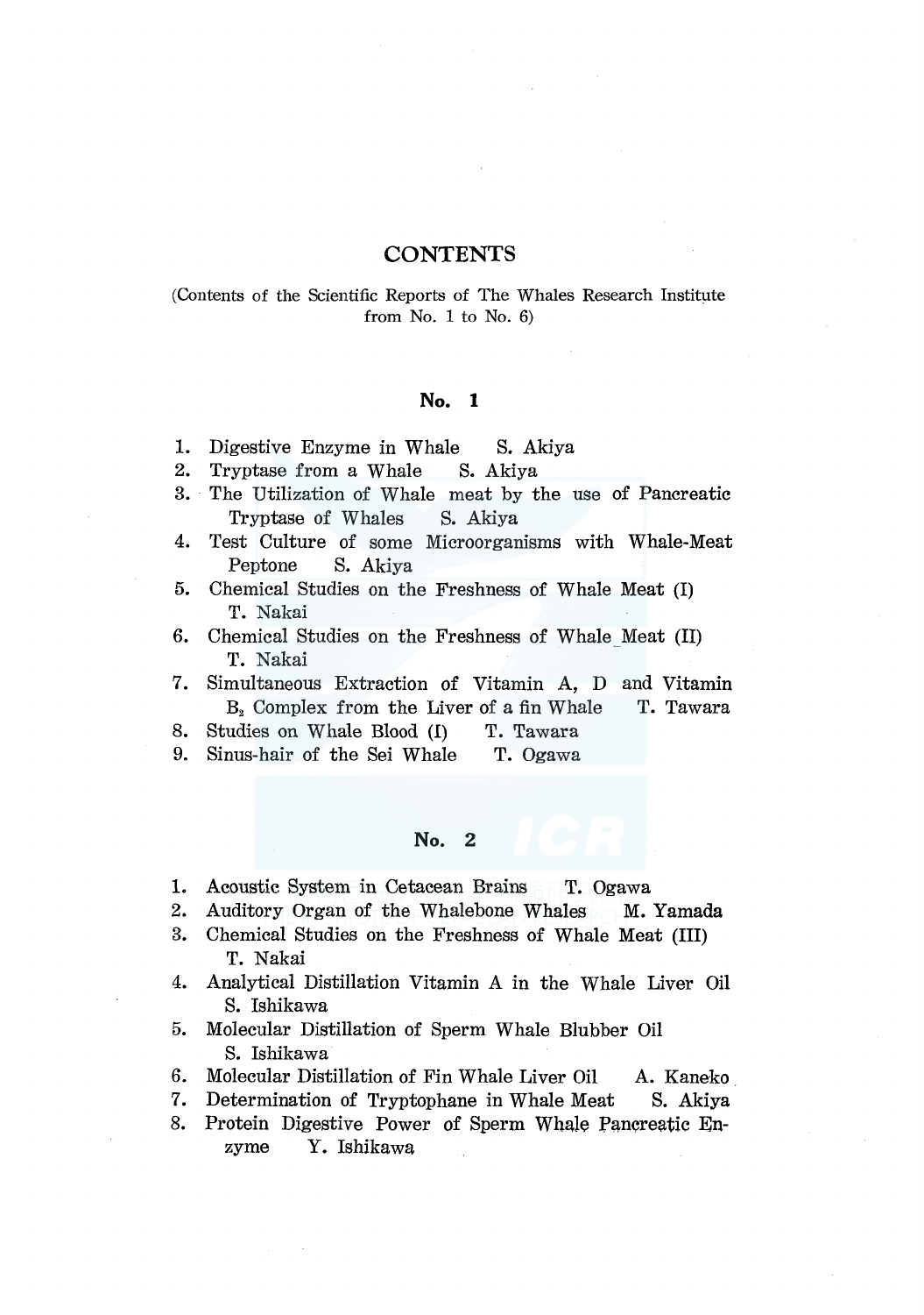# CONTENTS

(Contents of the Scientific Reports of The Whales Research Institute from No. 1 to No. 6)

## No. 1

1. Digestive Enzyme in Whale S. Akiya
2. Tryptase from a Whale S. Akiya
3. The Utilization of Whale meat by the use of Pancreatic Tryptase of Whales S. Akiya
4. Test Culture of some Microorganisms with Whale-Meat Peptone S. Akiya
5. Chemical Studies on the Freshness of Whale Meat (I) T. Nakai
6. Chemical Studies on the Freshness of Whale Meat (II) T. Nakai
7. Simultaneous Extraction of Vitamin A, D and Vitamin $B_2$ Complex from the Liver of a fin Whale T. Tawara
8. Studies on Whale Blood (I) T. Tawara
9. Sinus-hair of the Sei Whale T. Ogawa

## No. 2

1. Acoustic System in Cetacean Brains T. Ogawa
2. Auditory Organ of the Whalebone Whales M. Yamada
3. Chemical Studies on the Freshness of Whale Meat (III) T. Nakai
4. Analytical Distillation Vitamin A in the Whale Liver Oil S. Ishikawa
5. Molecular Distillation of Sperm Whale Blubber Oil S. Ishikawa
6. Molecular Distillation of Fin Whale Liver Oil A. Kaneko
7. Determination of Tryptophane in Whale Meat S. Akiya
8. Protein Digestive Power of Sperm Whale Pancreatic Enzyme Y. Ishikawa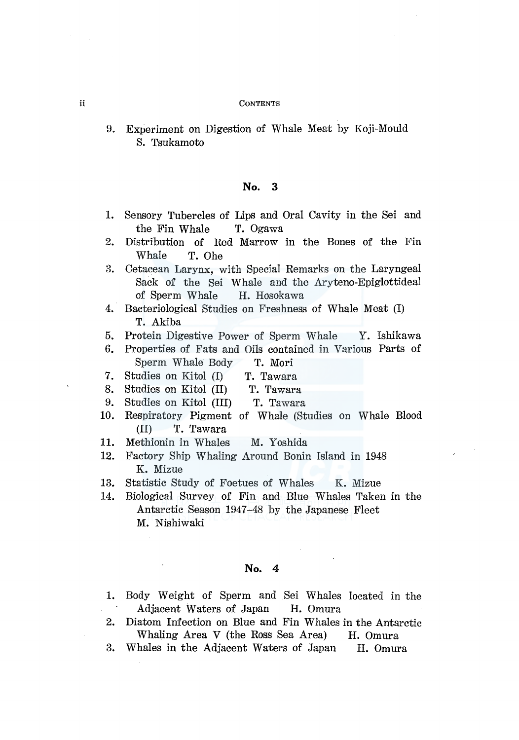9. Experiment on Digestion of Whale Meat by Koji-Mould
   S. Tsukamoto

## No. 3

1. Sensory Tubercles of Lips and Oral Cavity in the Sei and the Fin Whale   T. Ogawa
2. Distribution of Red Marrow in the Bones of the Fin Whale   T. Ohe
3. Cetacean Larynx, with Special Remarks on the Laryngeal Sack of the Sei Whale and the Aryteno-Epiglottideal of Sperm Whale   H. Hosokawa
4. Bacteriological Studies on Freshness of Whale Meat (I)
   T. Akiba
5. Protein Digestive Power of Sperm Whale   Y. Ishikawa
6. Properties of Fats and Oils contained in Various Parts of Sperm Whale Body   T. Mori
7. Studies on Kitol (I)   T. Tawara
8. Studies on Kitol (II)   T. Tawara
9. Studies on Kitol (III)   T. Tawara
10. Respiratory Pigment of Whale (Studies on Whale Blood (II)   T. Tawara
11. Methionin in Whales   M. Yoshida
12. Factory Ship Whaling Around Bonin Island in 1948
    K. Mizue
13. Statistic Study of Foetues of Whales   K. Mizue
14. Biological Survey of Fin and Blue Whales Taken in the Antarctic Season 1947–48 by the Japanese Fleet
    M. Nishiwaki

## No. 4

1. Body Weight of Sperm and Sei Whales located in the Adjacent Waters of Japan   H. Omura
2. Diatom Infection on Blue and Fin Whales in the Antarctic Whaling Area V (the Ross Sea Area)   H. Omura
3. Whales in the Adjacent Waters of Japan   H. Omura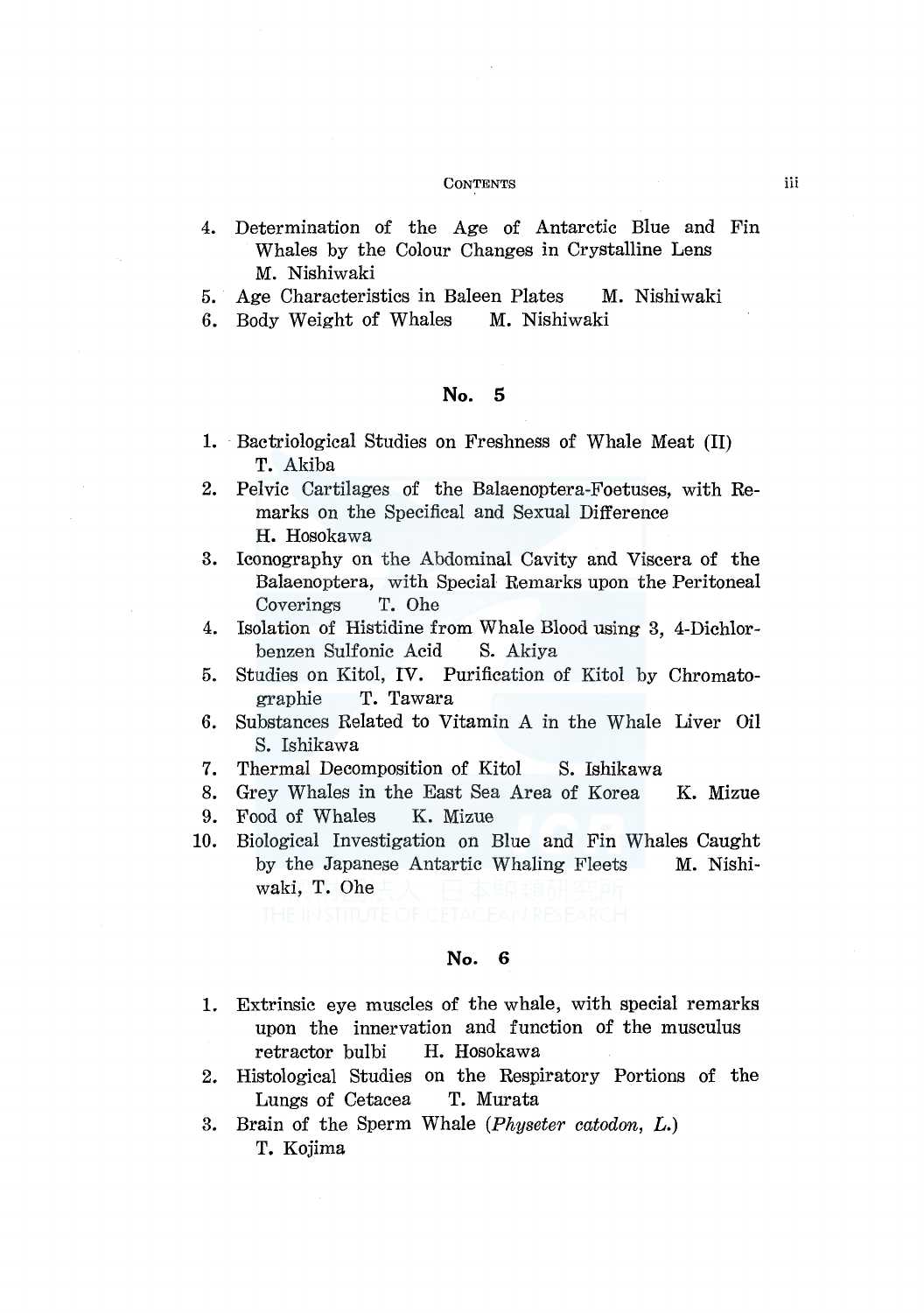4. Determination of the Age of Antarctic Blue and Fin Whales by the Colour Changes in Crystalline Lens M. Nishiwaki
5. Age Characteristics in Baleen Plates M. Nishiwaki
6. Body Weight of Whales M. Nishiwaki

## No. 5

1. Bactriological Studies on Freshness of Whale Meat (II) T. Akiba
2. Pelvic Cartilages of the Balaenoptera-Foetuses, with Remarks on the Specifical and Sexual Difference H. Hosokawa
3. Iconography on the Abdominal Cavity and Viscera of the Balaenoptera, with Special Remarks upon the Peritoneal Coverings T. Ohe
4. Isolation of Histidine from Whale Blood using 3, 4-Dichlorbenzen Sulfonic Acid S. Akiya
5. Studies on Kitol, IV. Purification of Kitol by Chromatographie T. Tawara
6. Substances Related to Vitamin A in the Whale Liver Oil S. Ishikawa
7. Thermal Decomposition of Kitol S. Ishikawa
8. Grey Whales in the East Sea Area of Korea K. Mizue
9. Food of Whales K. Mizue
10. Biological Investigation on Blue and Fin Whales Caught by the Japanese Antartic Whaling Fleets M. Nishiwaki, T. Ohe

## No. 6

1. Extrinsic eye muscles of the whale, with special remarks upon the innervation and function of the musculus retractor bulbi H. Hosokawa
2. Histological Studies on the Respiratory Portions of the Lungs of Cetacea T. Murata
3. Brain of the Sperm Whale (*Physeter catodon, L.*) T. Kojima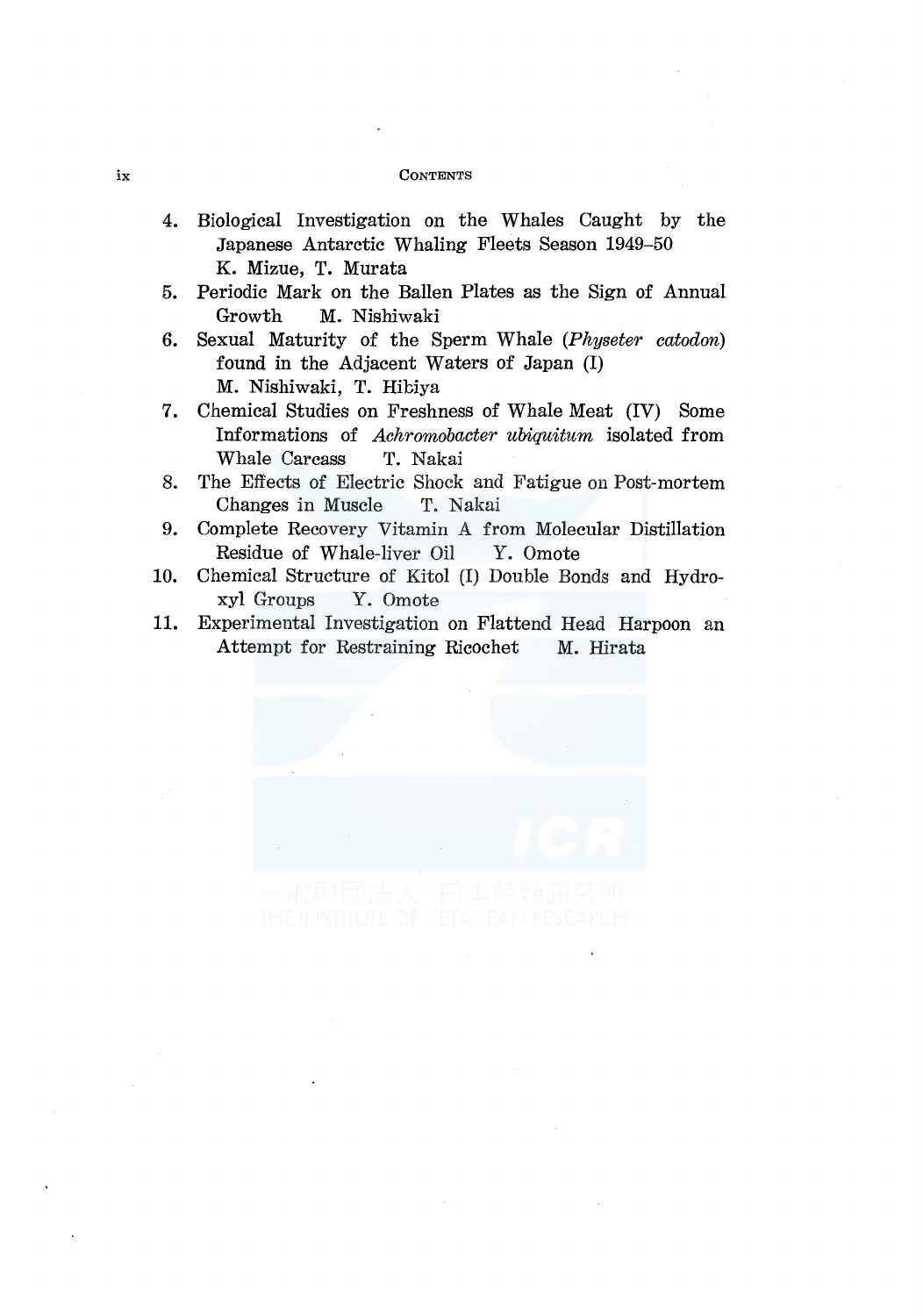4. Biological Investigation on the Whales Caught by the Japanese Antarctic Whaling Fleets Season 1949–50 K. Mizue, T. Murata
5. Periodic Mark on the Ballen Plates as the Sign of Annual Growth M. Nishiwaki
6. Sexual Maturity of the Sperm Whale (*Physeter catodon*) found in the Adjacent Waters of Japan (I) M. Nishiwaki, T. Hibiya
7. Chemical Studies on Freshness of Whale Meat (IV) Some Informations of *Achromobacter ubiquitum* isolated from Whale Carcass T. Nakai
8. The Effects of Electric Shock and Fatigue on Post-mortem Changes in Muscle T. Nakai
9. Complete Recovery Vitamin A from Molecular Distillation Residue of Whale-liver Oil Y. Omote
10. Chemical Structure of Kitol (I) Double Bonds and Hydroxyl Groups Y. Omote
11. Experimental Investigation on Flattend Head Harpoon an Attempt for Restraining Ricochet M. Hirata